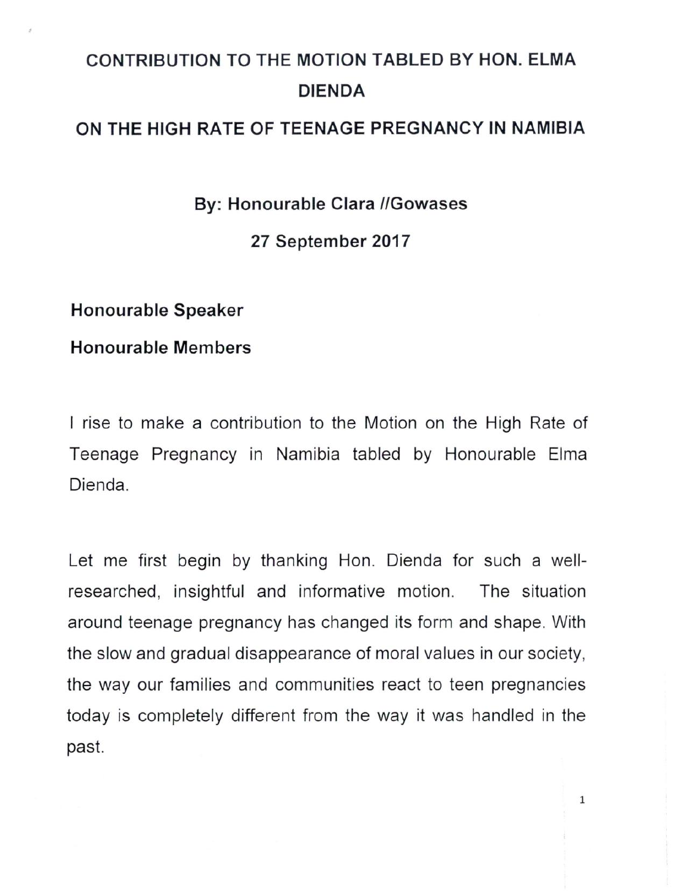# CONTRIBUTION TO THE MOTION TABLED BY HON. ELMA DIENDA

## ON THE HIGH RATE OF TEENAGE PREGNANCY IN NAMIBIA

**By: Honourable Clara //Gowases**

**27 September 2017**

**Honourable Speaker**

**Honourable Members**

I rise to make a contribution to the Motion on the High Rate of Teenage Pregnancy in Namibia tabled by Honourable Elma Dienda.

Let me first begin by thanking Hon. Dienda for such a well-researched, insightful and informative motion. The situation around teenage pregnancy has changed its form and shape. With the slow and gradual disappearance of moral values in our society, the way our families and communities react to teen pregnancies today is completely different from the way it was handled in the past.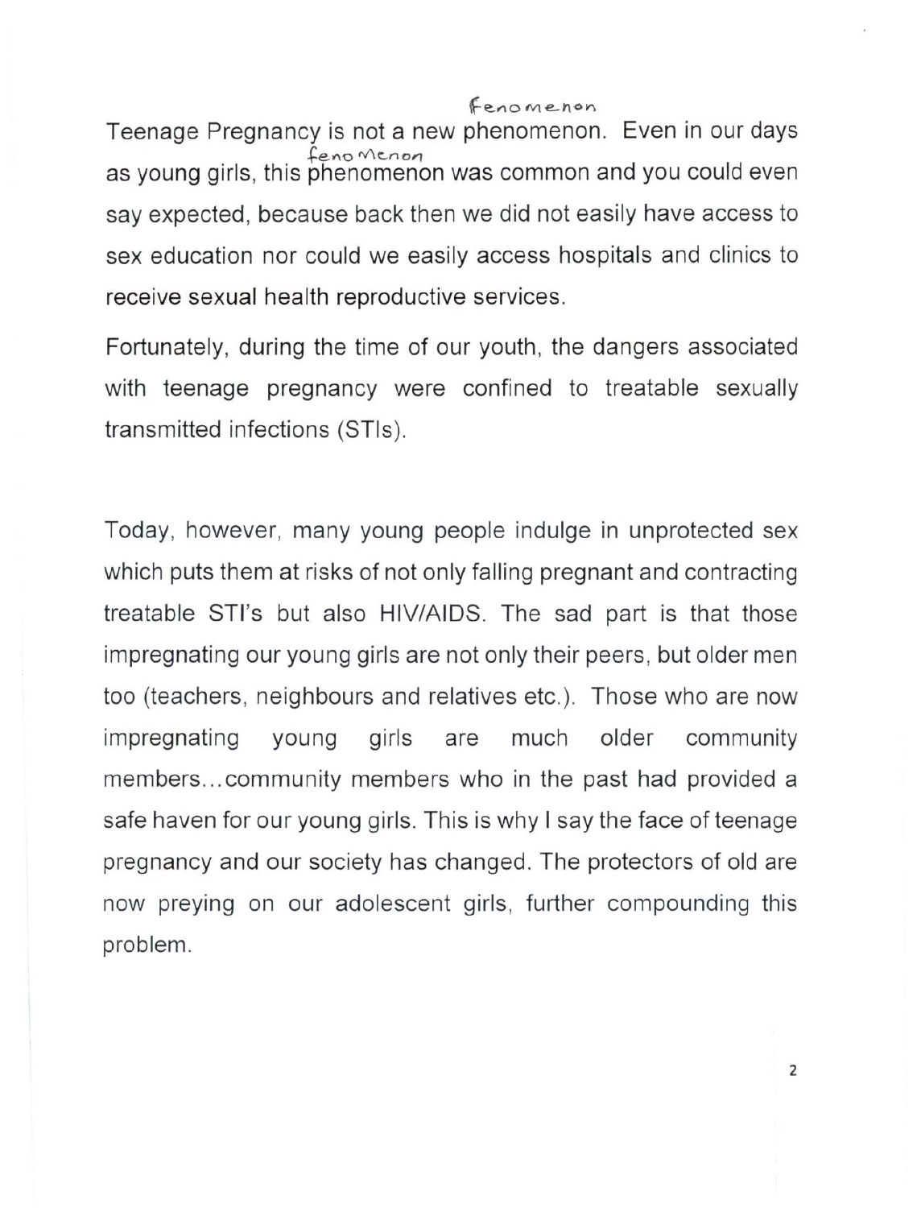Teenage Pregnancy is not a new phenomenon. Even in our days as young girls, this phenomenon was common and you could even say expected, because back then we did not easily have access to sex education nor could we easily access hospitals and clinics to receive sexual health reproductive services.

Fortunately, during the time of our youth, the dangers associated with teenage pregnancy were confined to treatable sexually transmitted infections (STIs).

Today, however, many young people indulge in unprotected sex which puts them at risks of not only falling pregnant and contracting treatable STI's but also HIV/AIDS. The sad part is that those impregnating our young girls are not only their peers, but older men too (teachers, neighbours and relatives etc.). Those who are now impregnating young girls are much older community members...community members who in the past had provided a safe haven for our young girls. This is why I say the face of teenage pregnancy and our society has changed. The protectors of old are now preying on our adolescent girls, further compounding this problem.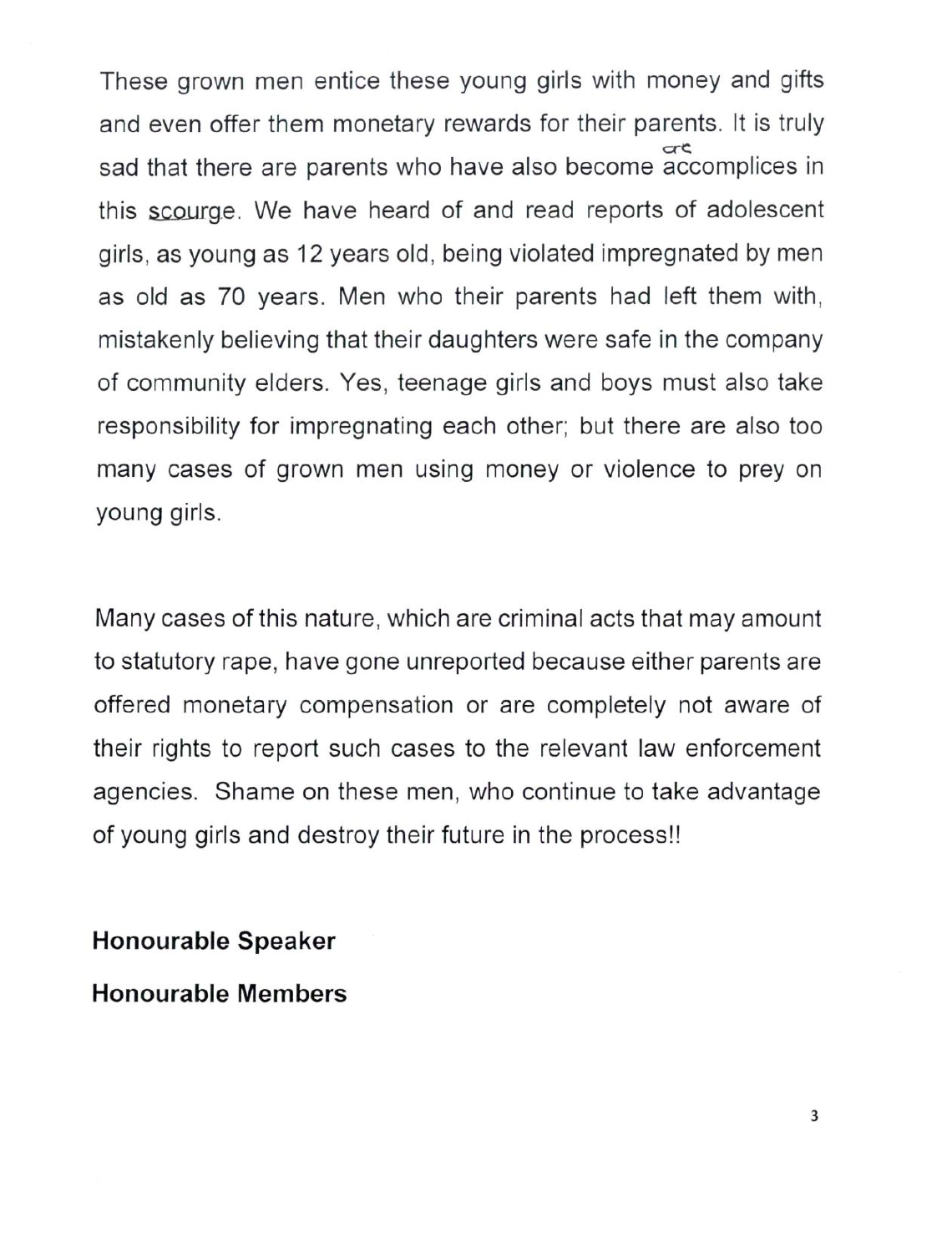These grown men entice these young girls with money and gifts and even offer them monetary rewards for their parents. It is truly sad that there are parents who have also become accomplices in this scourge. We have heard of and read reports of adolescent girls, as young as 12 years old, being violated impregnated by men as old as 70 years. Men who their parents had left them with, mistakenly believing that their daughters were safe in the company of community elders. Yes, teenage girls and boys must also take responsibility for impregnating each other; but there are also too many cases of grown men using money or violence to prey on young girls.

Many cases of this nature, which are criminal acts that may amount to statutory rape, have gone unreported because either parents are offered monetary compensation or are completely not aware of their rights to report such cases to the relevant law enforcement agencies. Shame on these men, who continue to take advantage of young girls and destroy their future in the process!!

**Honourable Speaker**

**Honourable Members**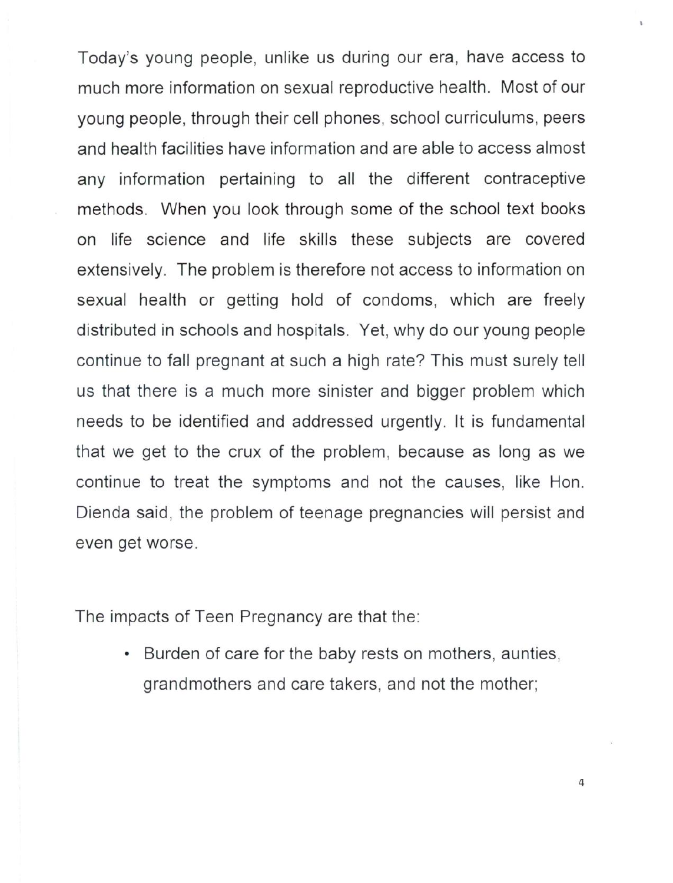Today's young people, unlike us during our era, have access to much more information on sexual reproductive health. Most of our young people, through their cell phones, school curriculums, peers and health facilities have information and are able to access almost any information pertaining to all the different contraceptive methods. When you look through some of the school text books on life science and life skills these subjects are covered extensively. The problem is therefore not access to information on sexual health or getting hold of condoms, which are freely distributed in schools and hospitals. Yet, why do our young people continue to fall pregnant at such a high rate? This must surely tell us that there is a much more sinister and bigger problem which needs to be identified and addressed urgently. It is fundamental that we get to the crux of the problem, because as long as we continue to treat the symptoms and not the causes, like Hon. Dienda said, the problem of teenage pregnancies will persist and even get worse.

The impacts of Teen Pregnancy are that the:

- Burden of care for the baby rests on mothers, aunties, grandmothers and care takers, and not the mother;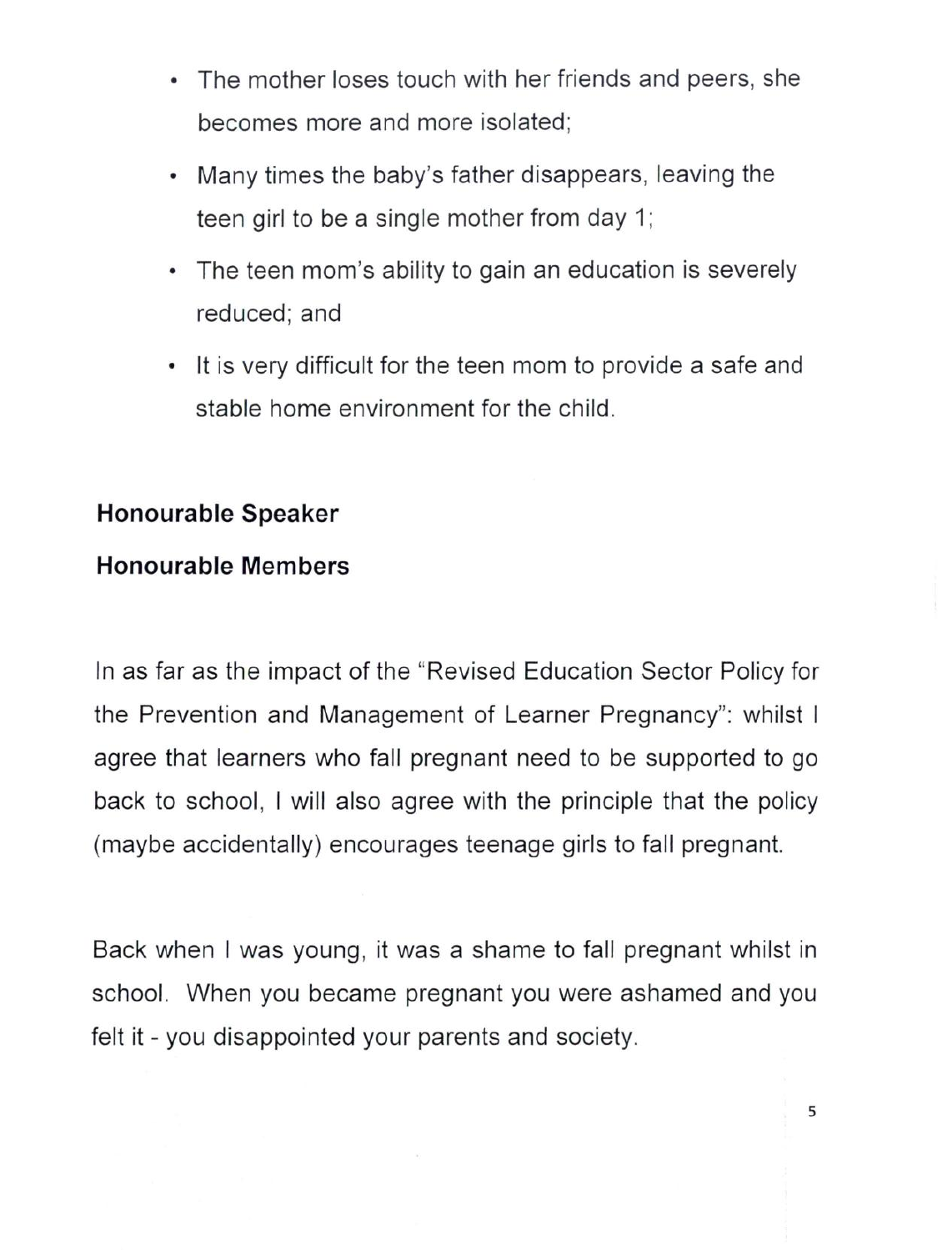- The mother loses touch with her friends and peers, she becomes more and more isolated;
- Many times the baby's father disappears, leaving the teen girl to be a single mother from day 1;
- The teen mom's ability to gain an education is severely reduced; and
- It is very difficult for the teen mom to provide a safe and stable home environment for the child.

**Honourable Speaker**

**Honourable Members**

In as far as the impact of the "Revised Education Sector Policy for the Prevention and Management of Learner Pregnancy": whilst I agree that learners who fall pregnant need to be supported to go back to school, I will also agree with the principle that the policy (maybe accidentally) encourages teenage girls to fall pregnant.

Back when I was young, it was a shame to fall pregnant whilst in school. When you became pregnant you were ashamed and you felt it - you disappointed your parents and society.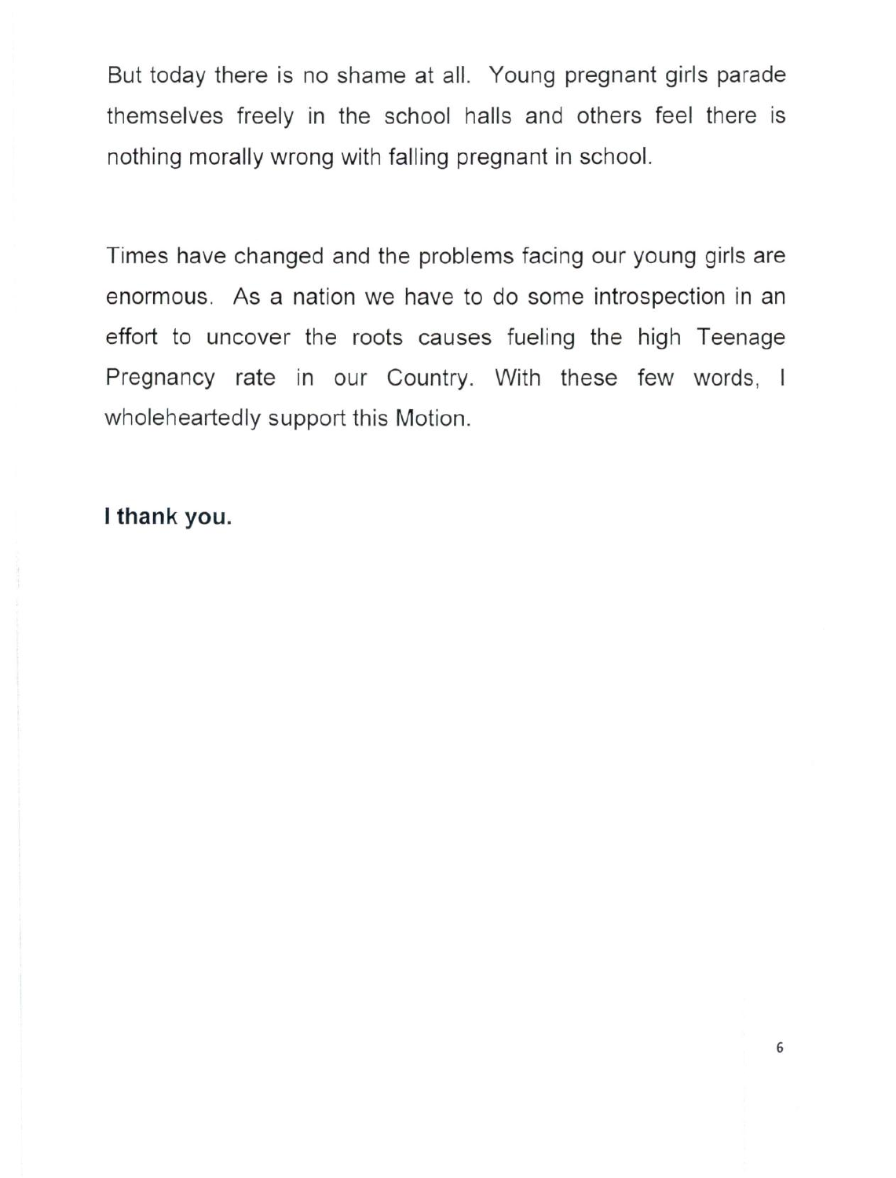But today there is no shame at all. Young pregnant girls parade themselves freely in the school halls and others feel there is nothing morally wrong with falling pregnant in school.

Times have changed and the problems facing our young girls are enormous. As a nation we have to do some introspection in an effort to uncover the roots causes fueling the high Teenage Pregnancy rate in our Country. With these few words, I wholeheartedly support this Motion.

**I thank you.**